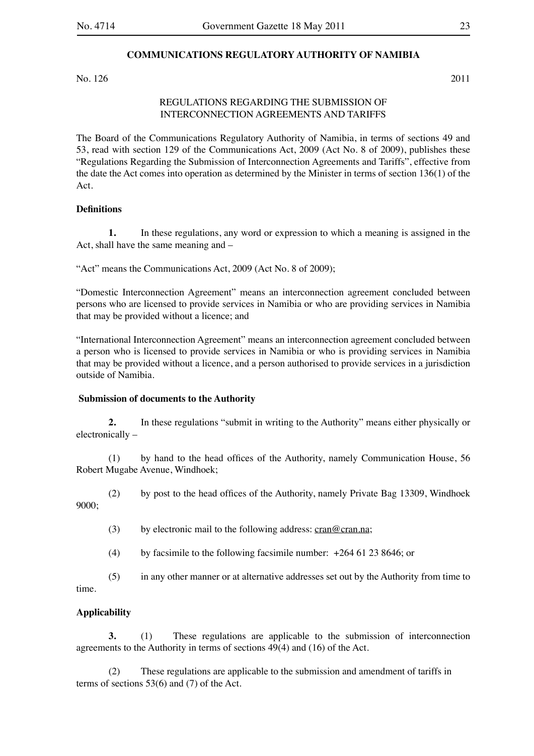## COMMUNICATIONS REGULATORY AUTHORITY OF NAMIBIA

No. 126 2011

### REGULATIONS REGARDING THE SUBMISSION OF INTERCONNECTION AGREEMENTS AND TARIFFS

The Board of the Communications Regulatory Authority of Namibia, in terms of sections 49 and 53, read with section 129 of the Communications Act, 2009 (Act No. 8 of 2009), publishes these "Regulations Regarding the Submission of Interconnection Agreements and Tariffs", effective from the date the Act comes into operation as determined by the Minister in terms of section 136(1) of the Act.

**Definitions**

**1.** In these regulations, any word or expression to which a meaning is assigned in the Act, shall have the same meaning and –

"Act" means the Communications Act, 2009 (Act No. 8 of 2009);

"Domestic Interconnection Agreement" means an interconnection agreement concluded between persons who are licensed to provide services in Namibia or who are providing services in Namibia that may be provided without a licence; and

"International Interconnection Agreement" means an interconnection agreement concluded between a person who is licensed to provide services in Namibia or who is providing services in Namibia that may be provided without a licence, and a person authorised to provide services in a jurisdiction outside of Namibia.

**Submission of documents to the Authority**

**2.** In these regulations "submit in writing to the Authority" means either physically or electronically –

(1) by hand to the head offices of the Authority, namely Communication House, 56 Robert Mugabe Avenue, Windhoek;

(2) by post to the head offices of the Authority, namely Private Bag 13309, Windhoek 9000;

(3) by electronic mail to the following address: cran@cran.na;

(4) by facsimile to the following facsimile number: +264 61 23 8646; or

(5) in any other manner or at alternative addresses set out by the Authority from time to time.

**Applicability**

**3.** (1) These regulations are applicable to the submission of interconnection agreements to the Authority in terms of sections 49(4) and (16) of the Act.

(2) These regulations are applicable to the submission and amendment of tariffs in terms of sections 53(6) and (7) of the Act.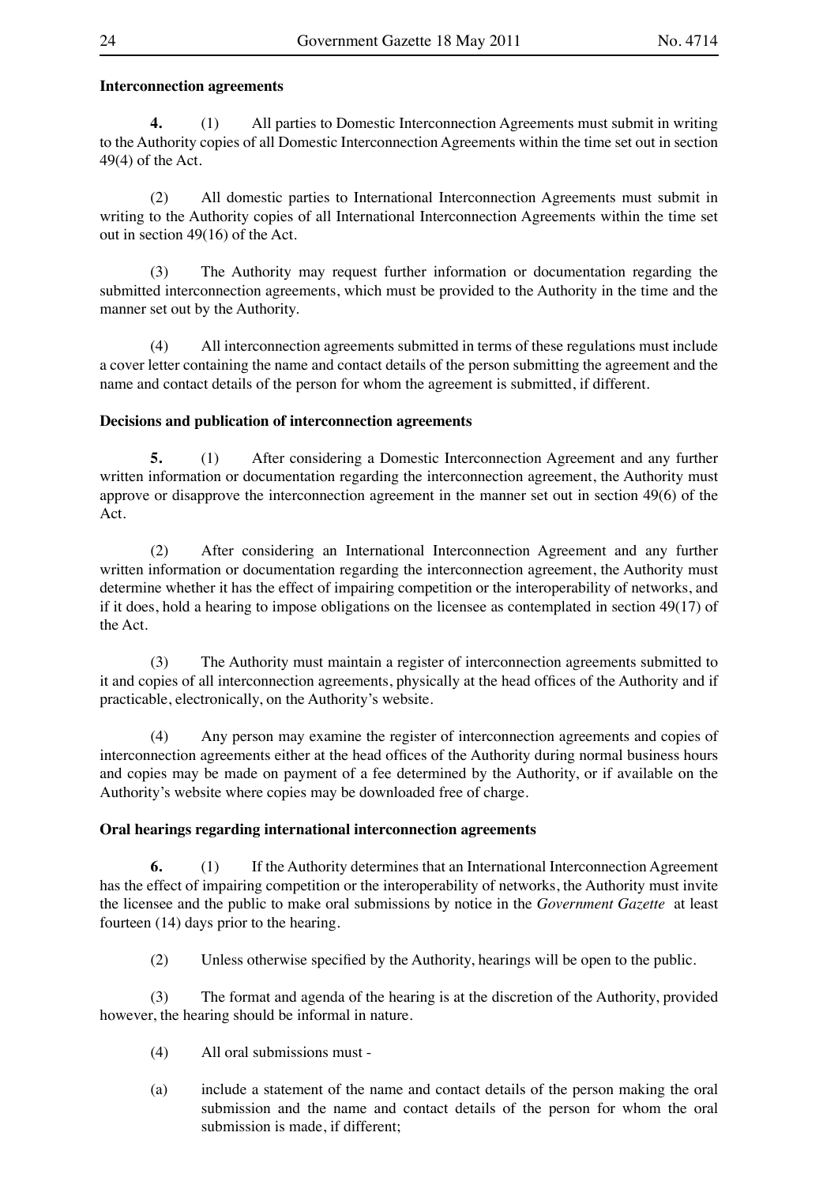**Interconnection agreements**

**4.** (1) All parties to Domestic Interconnection Agreements must submit in writing to the Authority copies of all Domestic Interconnection Agreements within the time set out in section 49(4) of the Act.

(2) All domestic parties to International Interconnection Agreements must submit in writing to the Authority copies of all International Interconnection Agreements within the time set out in section 49(16) of the Act.

(3) The Authority may request further information or documentation regarding the submitted interconnection agreements, which must be provided to the Authority in the time and the manner set out by the Authority.

(4) All interconnection agreements submitted in terms of these regulations must include a cover letter containing the name and contact details of the person submitting the agreement and the name and contact details of the person for whom the agreement is submitted, if different.

**Decisions and publication of interconnection agreements**

**5.** (1) After considering a Domestic Interconnection Agreement and any further written information or documentation regarding the interconnection agreement, the Authority must approve or disapprove the interconnection agreement in the manner set out in section 49(6) of the Act.

(2) After considering an International Interconnection Agreement and any further written information or documentation regarding the interconnection agreement, the Authority must determine whether it has the effect of impairing competition or the interoperability of networks, and if it does, hold a hearing to impose obligations on the licensee as contemplated in section 49(17) of the Act.

(3) The Authority must maintain a register of interconnection agreements submitted to it and copies of all interconnection agreements, physically at the head offices of the Authority and if practicable, electronically, on the Authority's website.

(4) Any person may examine the register of interconnection agreements and copies of interconnection agreements either at the head offices of the Authority during normal business hours and copies may be made on payment of a fee determined by the Authority, or if available on the Authority's website where copies may be downloaded free of charge.

**Oral hearings regarding international interconnection agreements**

**6.** (1) If the Authority determines that an International Interconnection Agreement has the effect of impairing competition or the interoperability of networks, the Authority must invite the licensee and the public to make oral submissions by notice in the *Government Gazette* at least fourteen (14) days prior to the hearing.

(2) Unless otherwise specified by the Authority, hearings will be open to the public.

(3) The format and agenda of the hearing is at the discretion of the Authority, provided however, the hearing should be informal in nature.

(4) All oral submissions must -

(a) include a statement of the name and contact details of the person making the oral submission and the name and contact details of the person for whom the oral submission is made, if different;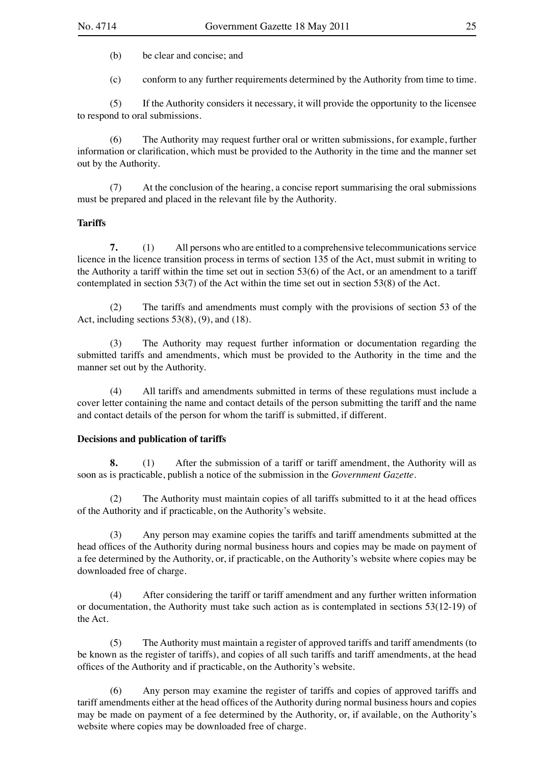(b) be clear and concise; and

(c) conform to any further requirements determined by the Authority from time to time.

(5) If the Authority considers it necessary, it will provide the opportunity to the licensee to respond to oral submissions.

(6) The Authority may request further oral or written submissions, for example, further information or clarification, which must be provided to the Authority in the time and the manner set out by the Authority.

(7) At the conclusion of the hearing, a concise report summarising the oral submissions must be prepared and placed in the relevant file by the Authority.

**Tariffs**

**7.** (1) All persons who are entitled to a comprehensive telecommunications service licence in the licence transition process in terms of section 135 of the Act, must submit in writing to the Authority a tariff within the time set out in section 53(6) of the Act, or an amendment to a tariff contemplated in section 53(7) of the Act within the time set out in section 53(8) of the Act.

(2) The tariffs and amendments must comply with the provisions of section 53 of the Act, including sections 53(8), (9), and (18).

(3) The Authority may request further information or documentation regarding the submitted tariffs and amendments, which must be provided to the Authority in the time and the manner set out by the Authority.

(4) All tariffs and amendments submitted in terms of these regulations must include a cover letter containing the name and contact details of the person submitting the tariff and the name and contact details of the person for whom the tariff is submitted, if different.

**Decisions and publication of tariffs**

**8.** (1) After the submission of a tariff or tariff amendment, the Authority will as soon as is practicable, publish a notice of the submission in the *Government Gazette*.

(2) The Authority must maintain copies of all tariffs submitted to it at the head offices of the Authority and if practicable, on the Authority's website.

(3) Any person may examine copies the tariffs and tariff amendments submitted at the head offices of the Authority during normal business hours and copies may be made on payment of a fee determined by the Authority, or, if practicable, on the Authority's website where copies may be downloaded free of charge.

(4) After considering the tariff or tariff amendment and any further written information or documentation, the Authority must take such action as is contemplated in sections 53(12-19) of the Act.

(5) The Authority must maintain a register of approved tariffs and tariff amendments (to be known as the register of tariffs), and copies of all such tariffs and tariff amendments, at the head offices of the Authority and if practicable, on the Authority's website.

(6) Any person may examine the register of tariffs and copies of approved tariffs and tariff amendments either at the head offices of the Authority during normal business hours and copies may be made on payment of a fee determined by the Authority, or, if available, on the Authority's website where copies may be downloaded free of charge.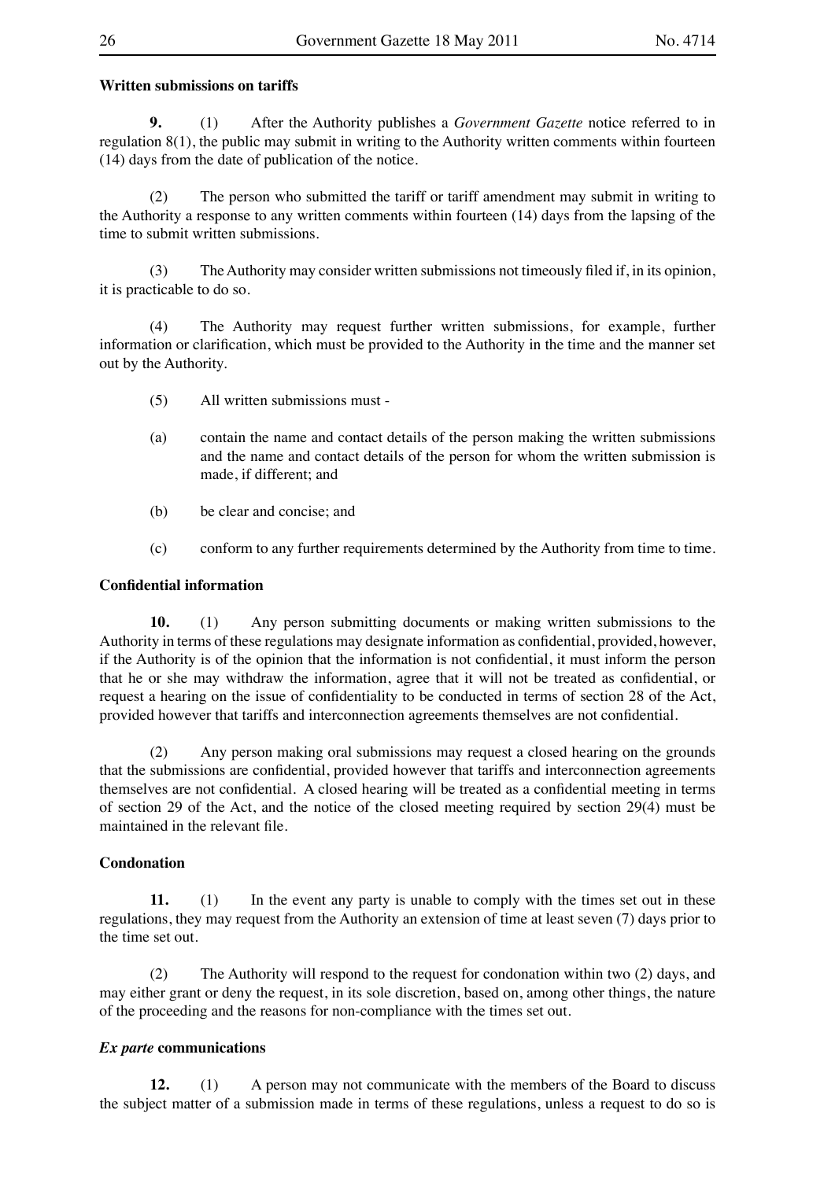**Written submissions on tariffs**

**9.** (1) After the Authority publishes a *Government Gazette* notice referred to in regulation 8(1), the public may submit in writing to the Authority written comments within fourteen (14) days from the date of publication of the notice.

(2) The person who submitted the tariff or tariff amendment may submit in writing to the Authority a response to any written comments within fourteen (14) days from the lapsing of the time to submit written submissions.

(3) The Authority may consider written submissions not timeously filed if, in its opinion, it is practicable to do so.

(4) The Authority may request further written submissions, for example, further information or clarification, which must be provided to the Authority in the time and the manner set out by the Authority.

(5) All written submissions must -

(a) contain the name and contact details of the person making the written submissions and the name and contact details of the person for whom the written submission is made, if different; and

(b) be clear and concise; and

(c) conform to any further requirements determined by the Authority from time to time.

**Confidential information**

**10.** (1) Any person submitting documents or making written submissions to the Authority in terms of these regulations may designate information as confidential, provided, however, if the Authority is of the opinion that the information is not confidential, it must inform the person that he or she may withdraw the information, agree that it will not be treated as confidential, or request a hearing on the issue of confidentiality to be conducted in terms of section 28 of the Act, provided however that tariffs and interconnection agreements themselves are not confidential.

(2) Any person making oral submissions may request a closed hearing on the grounds that the submissions are confidential, provided however that tariffs and interconnection agreements themselves are not confidential. A closed hearing will be treated as a confidential meeting in terms of section 29 of the Act, and the notice of the closed meeting required by section 29(4) must be maintained in the relevant file.

**Condonation**

**11.** (1) In the event any party is unable to comply with the times set out in these regulations, they may request from the Authority an extension of time at least seven (7) days prior to the time set out.

(2) The Authority will respond to the request for condonation within two (2) days, and may either grant or deny the request, in its sole discretion, based on, among other things, the nature of the proceeding and the reasons for non-compliance with the times set out.

***Ex parte* communications**

**12.** (1) A person may not communicate with the members of the Board to discuss the subject matter of a submission made in terms of these regulations, unless a request to do so is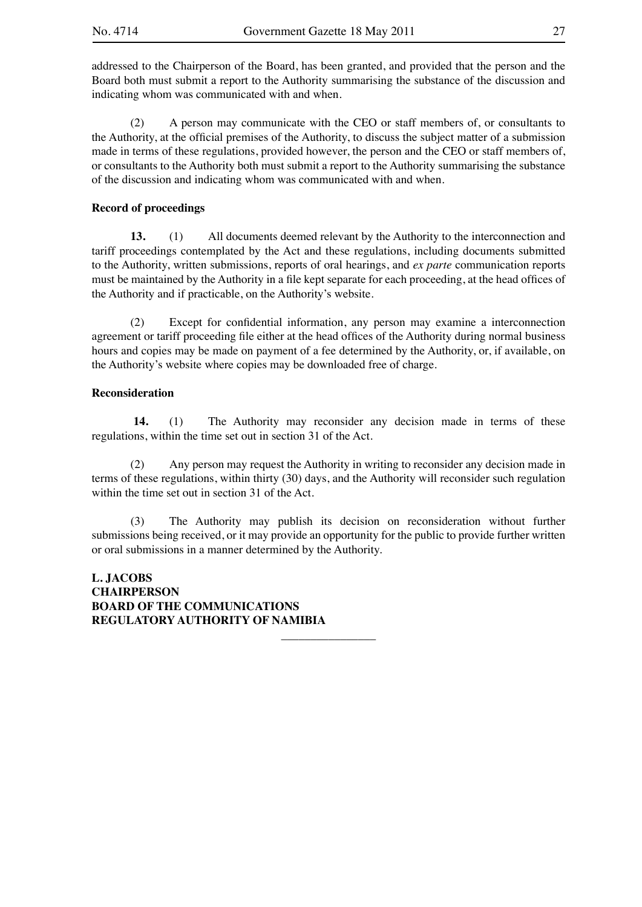addressed to the Chairperson of the Board, has been granted, and provided that the person and the Board both must submit a report to the Authority summarising the substance of the discussion and indicating whom was communicated with and when.

(2) A person may communicate with the CEO or staff members of, or consultants to the Authority, at the official premises of the Authority, to discuss the subject matter of a submission made in terms of these regulations, provided however, the person and the CEO or staff members of, or consultants to the Authority both must submit a report to the Authority summarising the substance of the discussion and indicating whom was communicated with and when.

**Record of proceedings**

**13.** (1) All documents deemed relevant by the Authority to the interconnection and tariff proceedings contemplated by the Act and these regulations, including documents submitted to the Authority, written submissions, reports of oral hearings, and *ex parte* communication reports must be maintained by the Authority in a file kept separate for each proceeding, at the head offices of the Authority and if practicable, on the Authority's website.

(2) Except for confidential information, any person may examine a interconnection agreement or tariff proceeding file either at the head offices of the Authority during normal business hours and copies may be made on payment of a fee determined by the Authority, or, if available, on the Authority's website where copies may be downloaded free of charge.

**Reconsideration**

**14.** (1) The Authority may reconsider any decision made in terms of these regulations, within the time set out in section 31 of the Act.

(2) Any person may request the Authority in writing to reconsider any decision made in terms of these regulations, within thirty (30) days, and the Authority will reconsider such regulation within the time set out in section 31 of the Act.

(3) The Authority may publish its decision on reconsideration without further submissions being received, or it may provide an opportunity for the public to provide further written or oral submissions in a manner determined by the Authority.

**L. JACOBS**
**CHAIRPERSON**
**BOARD OF THE COMMUNICATIONS**
**REGULATORY AUTHORITY OF NAMIBIA**

________________